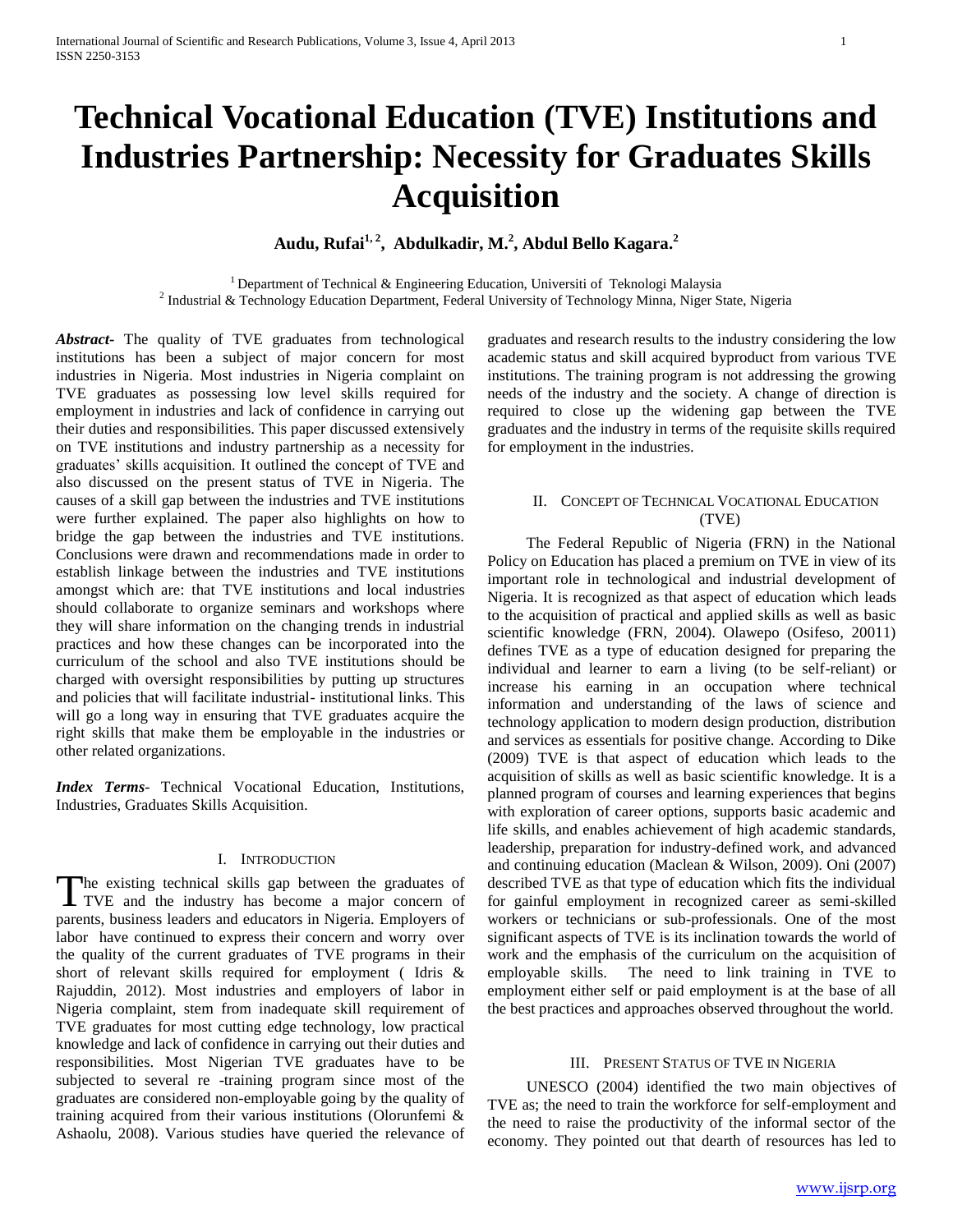# Technical Vocational Education (TVE) Institutions and Industries Partnership: Necessity for Graduates Skills Acquisition

**Audu, Rufai[1,2], Abdulkadir, M.[2], Abdul Bello Kagara.[2]**

[1] Department of Technical & Engineering Education, Universiti of Teknologi Malaysia
[2] Industrial & Technology Education Department, Federal University of Technology Minna, Niger State, Nigeria

***Abstract*-** The quality of TVE graduates from technological institutions has been a subject of major concern for most industries in Nigeria. Most industries in Nigeria complaint on TVE graduates as possessing low level skills required for employment in industries and lack of confidence in carrying out their duties and responsibilities. This paper discussed extensively on TVE institutions and industry partnership as a necessity for graduates' skills acquisition. It outlined the concept of TVE and also discussed on the present status of TVE in Nigeria. The causes of a skill gap between the industries and TVE institutions were further explained. The paper also highlights on how to bridge the gap between the industries and TVE institutions. Conclusions were drawn and recommendations made in order to establish linkage between the industries and TVE institutions amongst which are: that TVE institutions and local industries should collaborate to organize seminars and workshops where they will share information on the changing trends in industrial practices and how these changes can be incorporated into the curriculum of the school and also TVE institutions should be charged with oversight responsibilities by putting up structures and policies that will facilitate industrial- institutional links. This will go a long way in ensuring that TVE graduates acquire the right skills that make them be employable in the industries or other related organizations.

***Index Terms*-** Technical Vocational Education, Institutions, Industries, Graduates Skills Acquisition.

## I. Introduction

The existing technical skills gap between the graduates of TVE and the industry has become a major concern of parents, business leaders and educators in Nigeria. Employers of labor have continued to express their concern and worry over the quality of the current graduates of TVE programs in their short of relevant skills required for employment ( Idris & Rajuddin, 2012). Most industries and employers of labor in Nigeria complaint, stem from inadequate skill requirement of TVE graduates for most cutting edge technology, low practical knowledge and lack of confidence in carrying out their duties and responsibilities. Most Nigerian TVE graduates have to be subjected to several re -training program since most of the graduates are considered non-employable going by the quality of training acquired from their various institutions (Olorunfemi & Ashaolu, 2008). Various studies have queried the relevance of graduates and research results to the industry considering the low academic status and skill acquired byproduct from various TVE institutions. The training program is not addressing the growing needs of the industry and the society. A change of direction is required to close up the widening gap between the TVE graduates and the industry in terms of the requisite skills required for employment in the industries.

## II. Concept of Technical Vocational Education (TVE)

The Federal Republic of Nigeria (FRN) in the National Policy on Education has placed a premium on TVE in view of its important role in technological and industrial development of Nigeria. It is recognized as that aspect of education which leads to the acquisition of practical and applied skills as well as basic scientific knowledge (FRN, 2004). Olawepo (Osifeso, 20011) defines TVE as a type of education designed for preparing the individual and learner to earn a living (to be self-reliant) or increase his earning in an occupation where technical information and understanding of the laws of science and technology application to modern design production, distribution and services as essentials for positive change. According to Dike (2009) TVE is that aspect of education which leads to the acquisition of skills as well as basic scientific knowledge. It is a planned program of courses and learning experiences that begins with exploration of career options, supports basic academic and life skills, and enables achievement of high academic standards, leadership, preparation for industry-defined work, and advanced and continuing education (Maclean & Wilson, 2009). Oni (2007) described TVE as that type of education which fits the individual for gainful employment in recognized career as semi-skilled workers or technicians or sub-professionals. One of the most significant aspects of TVE is its inclination towards the world of work and the emphasis of the curriculum on the acquisition of employable skills. The need to link training in TVE to employment either self or paid employment is at the base of all the best practices and approaches observed throughout the world.

## III. Present Status of TVE in Nigeria

UNESCO (2004) identified the two main objectives of TVE as; the need to train the workforce for self-employment and the need to raise the productivity of the informal sector of the economy. They pointed out that dearth of resources has led to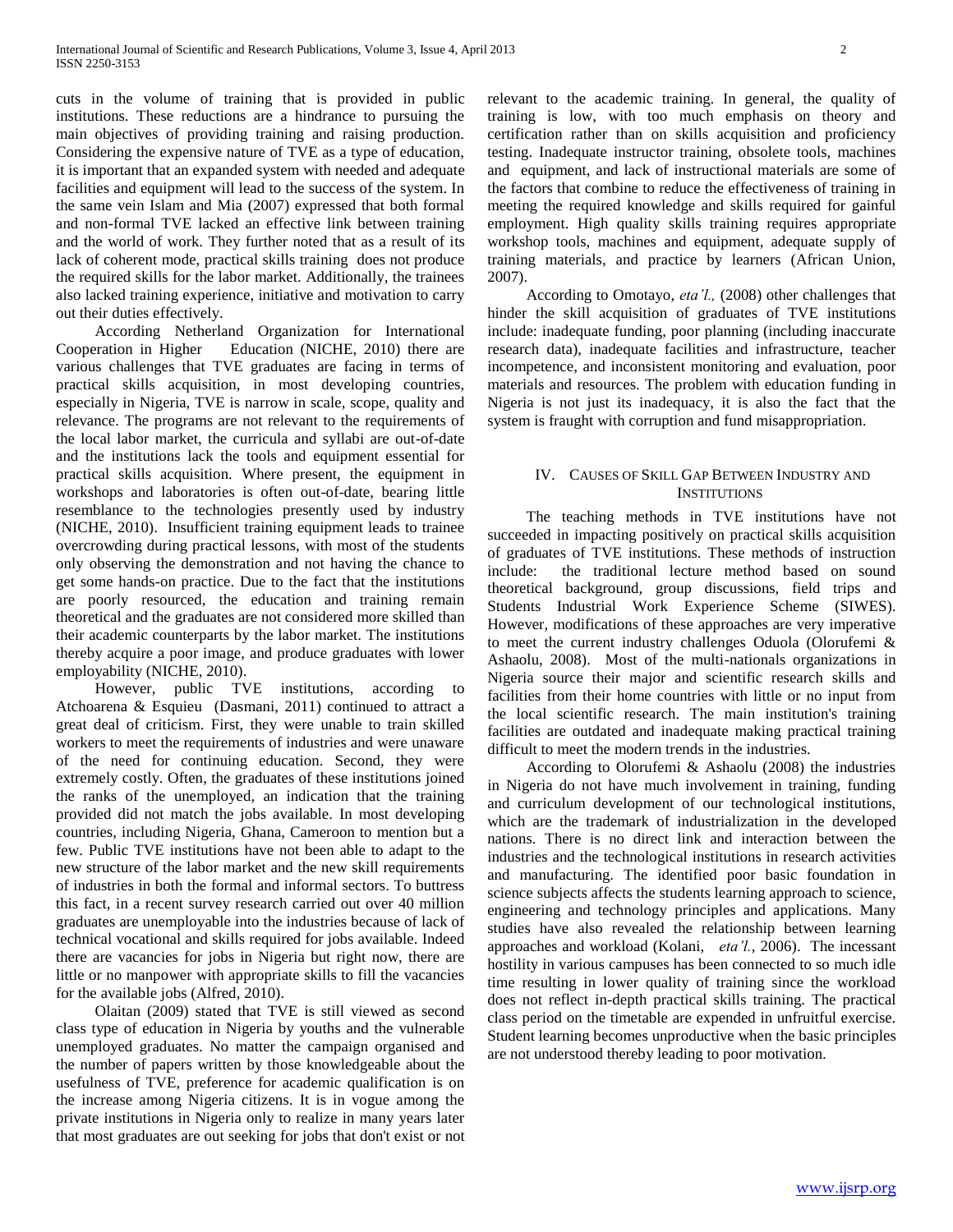cuts in the volume of training that is provided in public institutions. These reductions are a hindrance to pursuing the main objectives of providing training and raising production. Considering the expensive nature of TVE as a type of education, it is important that an expanded system with needed and adequate facilities and equipment will lead to the success of the system. In the same vein Islam and Mia (2007) expressed that both formal and non-formal TVE lacked an effective link between training and the world of work. They further noted that as a result of its lack of coherent mode, practical skills training does not produce the required skills for the labor market. Additionally, the trainees also lacked training experience, initiative and motivation to carry out their duties effectively.

According Netherland Organization for International Cooperation in Higher Education (NICHE, 2010) there are various challenges that TVE graduates are facing in terms of practical skills acquisition, in most developing countries, especially in Nigeria, TVE is narrow in scale, scope, quality and relevance. The programs are not relevant to the requirements of the local labor market, the curricula and syllabi are out-of-date and the institutions lack the tools and equipment essential for practical skills acquisition. Where present, the equipment in workshops and laboratories is often out-of-date, bearing little resemblance to the technologies presently used by industry (NICHE, 2010). Insufficient training equipment leads to trainee overcrowding during practical lessons, with most of the students only observing the demonstration and not having the chance to get some hands-on practice. Due to the fact that the institutions are poorly resourced, the education and training remain theoretical and the graduates are not considered more skilled than their academic counterparts by the labor market. The institutions thereby acquire a poor image, and produce graduates with lower employability (NICHE, 2010).

However, public TVE institutions, according to Atchoarena & Esquieu (Dasmani, 2011) continued to attract a great deal of criticism. First, they were unable to train skilled workers to meet the requirements of industries and were unaware of the need for continuing education. Second, they were extremely costly. Often, the graduates of these institutions joined the ranks of the unemployed, an indication that the training provided did not match the jobs available. In most developing countries, including Nigeria, Ghana, Cameroon to mention but a few. Public TVE institutions have not been able to adapt to the new structure of the labor market and the new skill requirements of industries in both the formal and informal sectors. To buttress this fact, in a recent survey research carried out over 40 million graduates are unemployable into the industries because of lack of technical vocational and skills required for jobs available. Indeed there are vacancies for jobs in Nigeria but right now, there are little or no manpower with appropriate skills to fill the vacancies for the available jobs (Alfred, 2010).

Olaitan (2009) stated that TVE is still viewed as second class type of education in Nigeria by youths and the vulnerable unemployed graduates. No matter the campaign organised and the number of papers written by those knowledgeable about the usefulness of TVE, preference for academic qualification is on the increase among Nigeria citizens. It is in vogue among the private institutions in Nigeria only to realize in many years later that most graduates are out seeking for jobs that don't exist or not relevant to the academic training. In general, the quality of training is low, with too much emphasis on theory and certification rather than on skills acquisition and proficiency testing. Inadequate instructor training, obsolete tools, machines and equipment, and lack of instructional materials are some of the factors that combine to reduce the effectiveness of training in meeting the required knowledge and skills required for gainful employment. High quality skills training requires appropriate workshop tools, machines and equipment, adequate supply of training materials, and practice by learners (African Union, 2007).

According to Omotayo, *eta'l.,* (2008) other challenges that hinder the skill acquisition of graduates of TVE institutions include: inadequate funding, poor planning (including inaccurate research data), inadequate facilities and infrastructure, teacher incompetence, and inconsistent monitoring and evaluation, poor materials and resources. The problem with education funding in Nigeria is not just its inadequacy, it is also the fact that the system is fraught with corruption and fund misappropriation.

## IV. Causes of Skill Gap Between Industry and Institutions

The teaching methods in TVE institutions have not succeeded in impacting positively on practical skills acquisition of graduates of TVE institutions. These methods of instruction include: the traditional lecture method based on sound theoretical background, group discussions, field trips and Students Industrial Work Experience Scheme (SIWES). However, modifications of these approaches are very imperative to meet the current industry challenges Oduola (Olorufemi & Ashaolu, 2008). Most of the multi-nationals organizations in Nigeria source their major and scientific research skills and facilities from their home countries with little or no input from the local scientific research. The main institution's training facilities are outdated and inadequate making practical training difficult to meet the modern trends in the industries.

According to Olorufemi & Ashaolu (2008) the industries in Nigeria do not have much involvement in training, funding and curriculum development of our technological institutions, which are the trademark of industrialization in the developed nations. There is no direct link and interaction between the industries and the technological institutions in research activities and manufacturing. The identified poor basic foundation in science subjects affects the students learning approach to science, engineering and technology principles and applications. Many studies have also revealed the relationship between learning approaches and workload (Kolani, *eta'l.,* 2006). The incessant hostility in various campuses has been connected to so much idle time resulting in lower quality of training since the workload does not reflect in-depth practical skills training. The practical class period on the timetable are expended in unfruitful exercise. Student learning becomes unproductive when the basic principles are not understood thereby leading to poor motivation.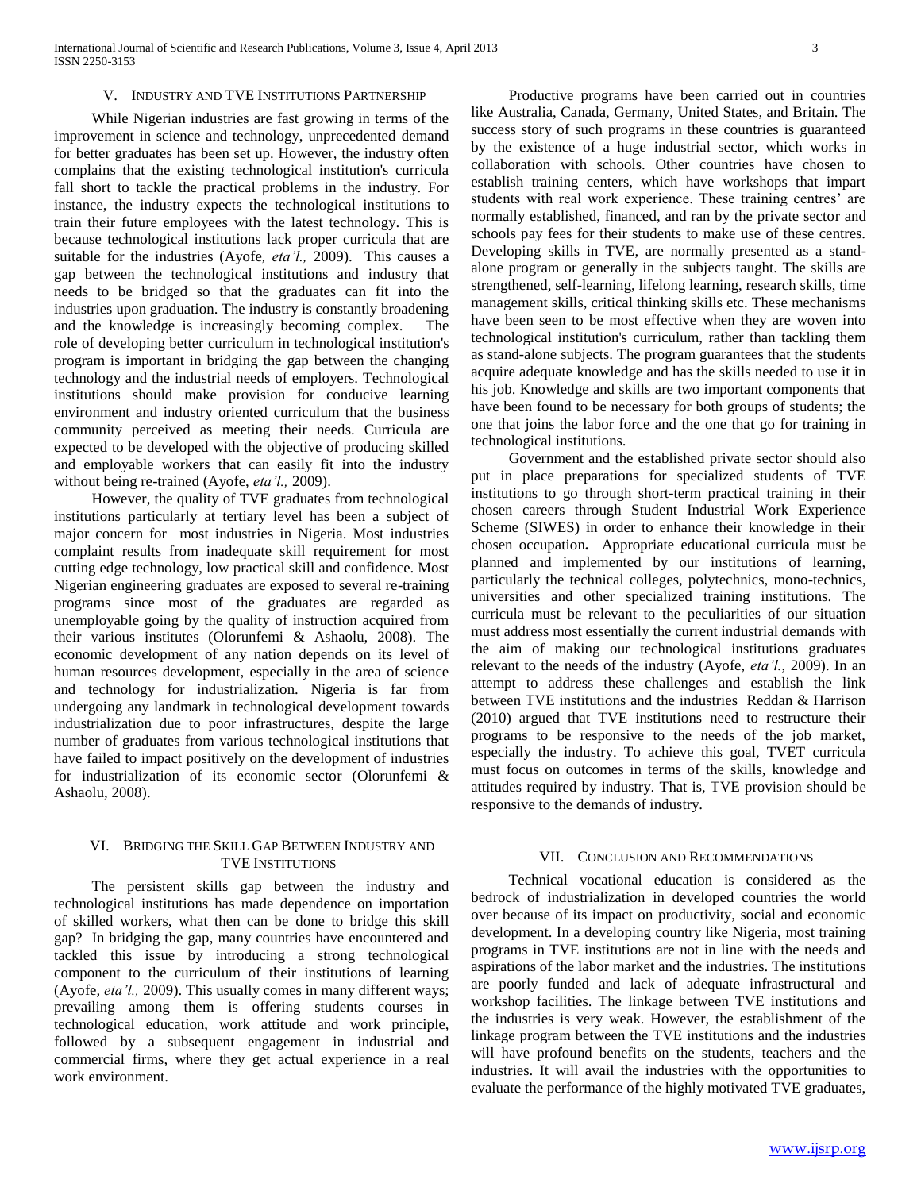## V. Industry and TVE Institutions Partnership

While Nigerian industries are fast growing in terms of the improvement in science and technology, unprecedented demand for better graduates has been set up. However, the industry often complains that the existing technological institution's curricula fall short to tackle the practical problems in the industry. For instance, the industry expects the technological institutions to train their future employees with the latest technology. This is because technological institutions lack proper curricula that are suitable for the industries (Ayofe, *eta'l.,* 2009). This causes a gap between the technological institutions and industry that needs to be bridged so that the graduates can fit into the industries upon graduation. The industry is constantly broadening and the knowledge is increasingly becoming complex. The role of developing better curriculum in technological institution's program is important in bridging the gap between the changing technology and the industrial needs of employers. Technological institutions should make provision for conducive learning environment and industry oriented curriculum that the business community perceived as meeting their needs. Curricula are expected to be developed with the objective of producing skilled and employable workers that can easily fit into the industry without being re-trained (Ayofe, *eta'l.,* 2009).

However, the quality of TVE graduates from technological institutions particularly at tertiary level has been a subject of major concern for most industries in Nigeria. Most industries complaint results from inadequate skill requirement for most cutting edge technology, low practical skill and confidence. Most Nigerian engineering graduates are exposed to several re-training programs since most of the graduates are regarded as unemployable going by the quality of instruction acquired from their various institutes (Olorunfemi & Ashaolu, 2008). The economic development of any nation depends on its level of human resources development, especially in the area of science and technology for industrialization. Nigeria is far from undergoing any landmark in technological development towards industrialization due to poor infrastructures, despite the large number of graduates from various technological institutions that have failed to impact positively on the development of industries for industrialization of its economic sector (Olorunfemi & Ashaolu, 2008).

## VI. Bridging the Skill Gap Between Industry and TVE Institutions

The persistent skills gap between the industry and technological institutions has made dependence on importation of skilled workers, what then can be done to bridge this skill gap? In bridging the gap, many countries have encountered and tackled this issue by introducing a strong technological component to the curriculum of their institutions of learning (Ayofe, *eta'l.,* 2009). This usually comes in many different ways; prevailing among them is offering students courses in technological education, work attitude and work principle, followed by a subsequent engagement in industrial and commercial firms, where they get actual experience in a real work environment.

Productive programs have been carried out in countries like Australia, Canada, Germany, United States, and Britain. The success story of such programs in these countries is guaranteed by the existence of a huge industrial sector, which works in collaboration with schools. Other countries have chosen to establish training centers, which have workshops that impart students with real work experience. These training centres' are normally established, financed, and ran by the private sector and schools pay fees for their students to make use of these centres. Developing skills in TVE, are normally presented as a stand-alone program or generally in the subjects taught. The skills are strengthened, self-learning, lifelong learning, research skills, time management skills, critical thinking skills etc. These mechanisms have been seen to be most effective when they are woven into technological institution's curriculum, rather than tackling them as stand-alone subjects. The program guarantees that the students acquire adequate knowledge and has the skills needed to use it in his job. Knowledge and skills are two important components that have been found to be necessary for both groups of students; the one that joins the labor force and the one that go for training in technological institutions.

Government and the established private sector should also put in place preparations for specialized students of TVE institutions to go through short-term practical training in their chosen careers through Student Industrial Work Experience Scheme (SIWES) in order to enhance their knowledge in their chosen occupation**.** Appropriate educational curricula must be planned and implemented by our institutions of learning, particularly the technical colleges, polytechnics, mono-technics, universities and other specialized training institutions. The curricula must be relevant to the peculiarities of our situation must address most essentially the current industrial demands with the aim of making our technological institutions graduates relevant to the needs of the industry (Ayofe, *eta'l.*, 2009). In an attempt to address these challenges and establish the link between TVE institutions and the industries Reddan & Harrison (2010) argued that TVE institutions need to restructure their programs to be responsive to the needs of the job market, especially the industry. To achieve this goal, TVET curricula must focus on outcomes in terms of the skills, knowledge and attitudes required by industry. That is, TVE provision should be responsive to the demands of industry.

## VII. Conclusion and Recommendations

Technical vocational education is considered as the bedrock of industrialization in developed countries the world over because of its impact on productivity, social and economic development. In a developing country like Nigeria, most training programs in TVE institutions are not in line with the needs and aspirations of the labor market and the industries. The institutions are poorly funded and lack of adequate infrastructural and workshop facilities. The linkage between TVE institutions and the industries is very weak. However, the establishment of the linkage program between the TVE institutions and the industries will have profound benefits on the students, teachers and the industries. It will avail the industries with the opportunities to evaluate the performance of the highly motivated TVE graduates,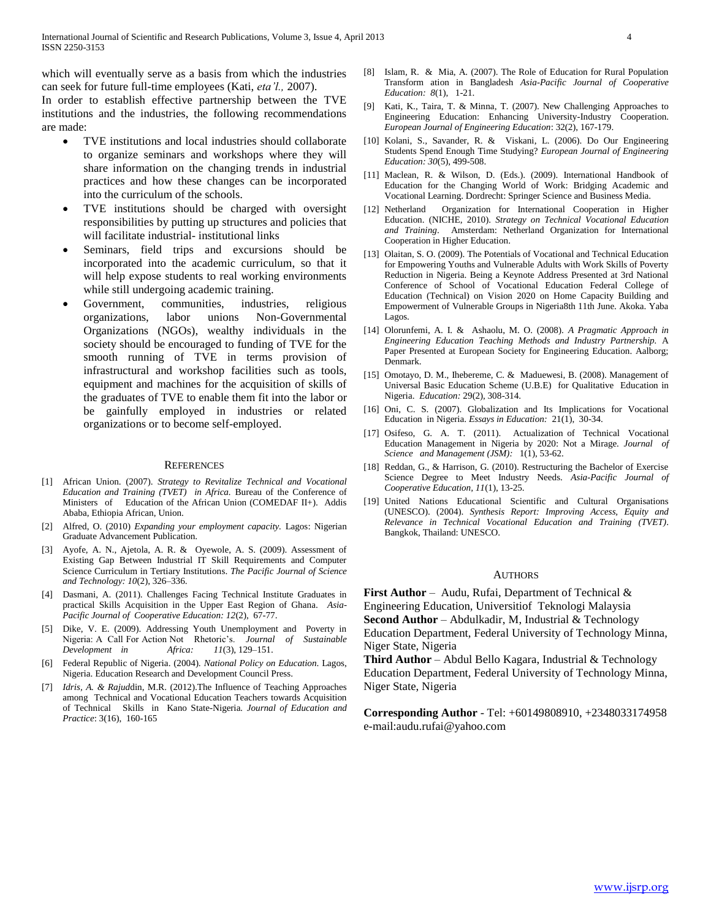which will eventually serve as a basis from which the industries can seek for future full-time employees (Kati, *eta'l.,* 2007).

In order to establish effective partnership between the TVE institutions and the industries, the following recommendations are made:

- TVE institutions and local industries should collaborate to organize seminars and workshops where they will share information on the changing trends in industrial practices and how these changes can be incorporated into the curriculum of the schools.
- TVE institutions should be charged with oversight responsibilities by putting up structures and policies that will facilitate industrial- institutional links
- Seminars, field trips and excursions should be incorporated into the academic curriculum, so that it will help expose students to real working environments while still undergoing academic training.
- Government, communities, industries, religious organizations, labor unions Non-Governmental Organizations (NGOs), wealthy individuals in the society should be encouraged to funding of TVE for the smooth running of TVE in terms provision of infrastructural and workshop facilities such as tools, equipment and machines for the acquisition of skills of the graduates of TVE to enable them fit into the labor or be gainfully employed in industries or related organizations or to become self-employed.

## REFERENCES

[1] African Union. (2007). *Strategy to Revitalize Technical and Vocational Education and Training (TVET) in Africa.* Bureau of the Conference of Ministers of Education of the African Union (COMEDAF II+). Addis Ababa, Ethiopia African, Union.

[2] Alfred, O. (2010) *Expanding your employment capacity.* Lagos: Nigerian Graduate Advancement Publication.

[3] Ayofe, A. N., Ajetola, A. R. & Oyewole, A. S. (2009). Assessment of Existing Gap Between Industrial IT Skill Requirements and Computer Science Curriculum in Tertiary Institutions. *The Pacific Journal of Science and Technology: 10*(2), 326–336.

[4] Dasmani, A. (2011). Challenges Facing Technical Institute Graduates in practical Skills Acquisition in the Upper East Region of Ghana. *Asia-Pacific Journal of Cooperative Education: 12*(2), 67-77.

[5] Dike, V. E. (2009). Addressing Youth Unemployment and Poverty in Nigeria: A Call For Action Not Rhetoric's. *Journal of Sustainable Development in Africa: 11*(3), 129–151.

[6] Federal Republic of Nigeria. (2004). *National Policy on Education.* Lagos, Nigeria. Education Research and Development Council Press.

[7] *Idris, A. & Rajud*din, M.R. (2012).The Influence of Teaching Approaches among Technical and Vocational Education Teachers towards Acquisition of Technical Skills in Kano State-Nigeria. *Journal of Education and Practice*: 3(16), 160-165

[8] Islam, R. & Mia, A. (2007). The Role of Education for Rural Population Transform ation in Bangladesh *Asia-Pacific Journal of Cooperative Education: 8*(1), 1-21.

[9] Kati, K., Taira, T. & Minna, T. (2007). New Challenging Approaches to Engineering Education: Enhancing University-Industry Cooperation. *European Journal of Engineering Education*: 32(2), 167-179.

[10] Kolani, S., Savander, R. & Viskani, L. (2006). Do Our Engineering Students Spend Enough Time Studying? *European Journal of Engineering Education: 30*(5), 499-508.

[11] Maclean, R. & Wilson, D. (Eds.). (2009). International Handbook of Education for the Changing World of Work: Bridging Academic and Vocational Learning. Dordrecht: Springer Science and Business Media.

[12] Netherland Organization for International Cooperation in Higher Education. (NICHE, 2010). *Strategy on Technical Vocational Education and Training*. Amsterdam: Netherland Organization for International Cooperation in Higher Education.

[13] Olaitan, S. O. (2009). The Potentials of Vocational and Technical Education for Empowering Youths and Vulnerable Adults with Work Skills of Poverty Reduction in Nigeria. Being a Keynote Address Presented at 3rd National Conference of School of Vocational Education Federal College of Education (Technical) on Vision 2020 on Home Capacity Building and Empowerment of Vulnerable Groups in Nigeria8th 11th June. Akoka. Yaba Lagos.

[14] Olorunfemi, A. I. & Ashaolu, M. O. (2008). *A Pragmatic Approach in Engineering Education Teaching Methods and Industry Partnership.* A Paper Presented at European Society for Engineering Education. Aalborg; Denmark.

[15] Omotayo, D. M., Ihebereme, C. & Maduewesi, B. (2008). Management of Universal Basic Education Scheme (U.B.E) for Qualitative Education in Nigeria. *Education:* 29(2), 308-314.

[16] Oni, C. S. (2007). Globalization and Its Implications for Vocational Education in Nigeria. *Essays in Education:* 21(1), 30-34.

[17] Osifeso, G. A. T. (2011). Actualization of Technical Vocational Education Management in Nigeria by 2020: Not a Mirage. *Journal of Science and Management (JSM):* 1(1), 53-62.

[18] Reddan, G., & Harrison, G. (2010). Restructuring the Bachelor of Exercise Science Degree to Meet Industry Needs. *Asia-Pacific Journal of Cooperative Education, 11*(1), 13-25.

[19] United Nations Educational Scientific and Cultural Organisations (UNESCO). (2004). *Synthesis Report: Improving Access, Equity and Relevance in Technical Vocational Education and Training (TVET)*. Bangkok, Thailand: UNESCO.

## AUTHORS

**First Author** – Audu, Rufai, Department of Technical & Engineering Education, Universitiof Teknologi Malaysia

**Second Author** – Abdulkadir, M, Industrial & Technology Education Department, Federal University of Technology Minna, Niger State, Nigeria

**Third Author** – Abdul Bello Kagara, Industrial & Technology Education Department, Federal University of Technology Minna, Niger State, Nigeria

**Corresponding Author** - Tel: +60149808910, +2348033174958 e-mail:audu.rufai@yahoo.com